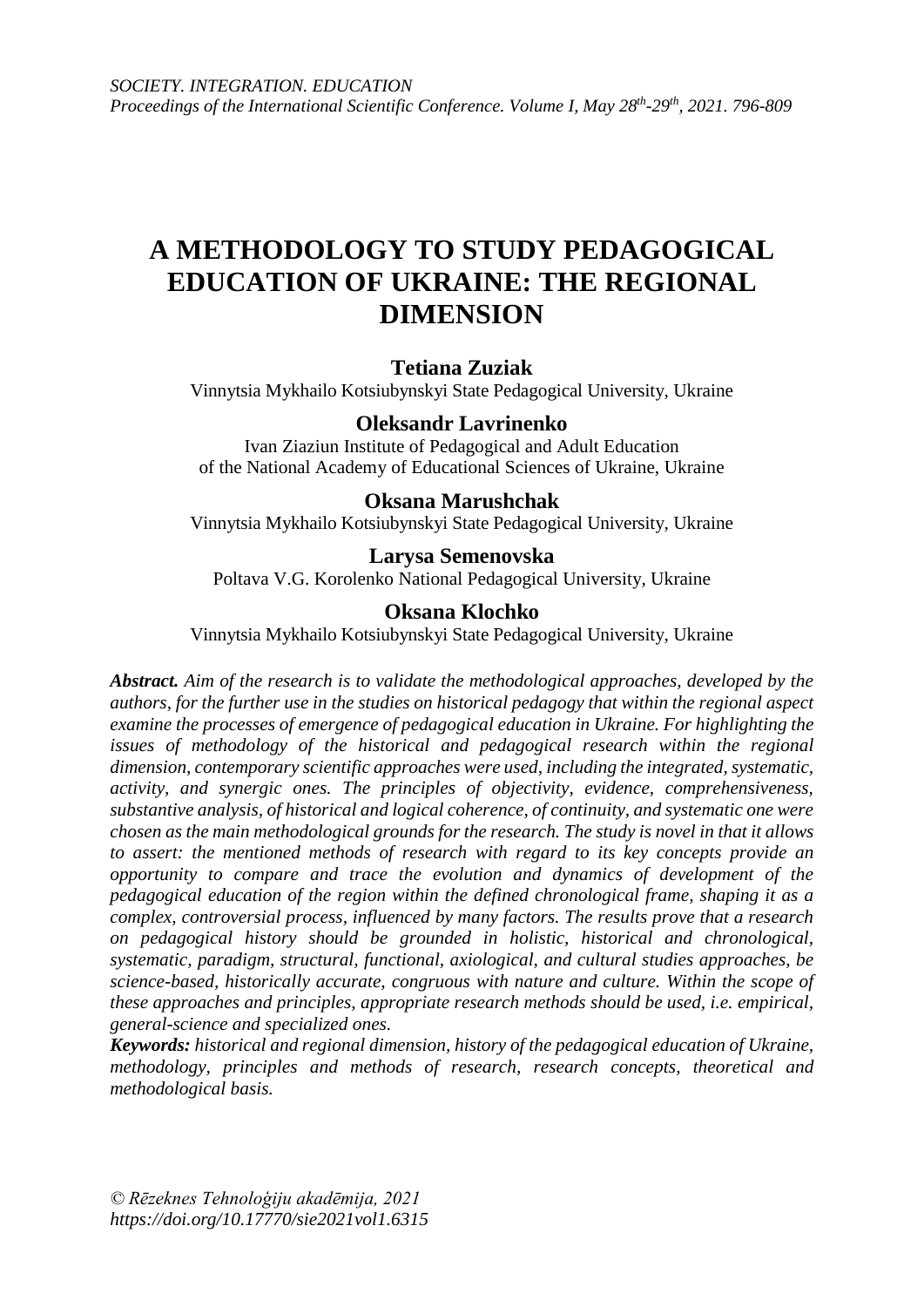# A METHODOLOGY TO STUDY PEDAGOGICAL EDUCATION OF UKRAINE: THE REGIONAL DIMENSION

**Tetiana Zuziak**

Vinnytsia Mykhailo Kotsiubynskyi State Pedagogical University, Ukraine

**Oleksandr Lavrinenko**

Ivan Ziaziun Institute of Pedagogical and Adult Education of the National Academy of Educational Sciences of Ukraine, Ukraine

**Oksana Marushchak**

Vinnytsia Mykhailo Kotsiubynskyi State Pedagogical University, Ukraine

**Larysa Semenovska**

Poltava V.G. Korolenko National Pedagogical University, Ukraine

**Oksana Klochko**

Vinnytsia Mykhailo Kotsiubynskyi State Pedagogical University, Ukraine

***Abstract.*** *Aim of the research is to validate the methodological approaches, developed by the authors, for the further use in the studies on historical pedagogy that within the regional aspect examine the processes of emergence of pedagogical education in Ukraine. For highlighting the issues of methodology of the historical and pedagogical research within the regional dimension, contemporary scientific approaches were used, including the integrated, systematic, activity, and synergic ones. The principles of objectivity, evidence, comprehensiveness, substantive analysis, of historical and logical coherence, of continuity, and systematic one were chosen as the main methodological grounds for the research. The study is novel in that it allows to assert: the mentioned methods of research with regard to its key concepts provide an opportunity to compare and trace the evolution and dynamics of development of the pedagogical education of the region within the defined chronological frame, shaping it as a complex, controversial process, influenced by many factors. The results prove that a research on pedagogical history should be grounded in holistic, historical and chronological, systematic, paradigm, structural, functional, axiological, and cultural studies approaches, be science-based, historically accurate, congruous with nature and culture. Within the scope of these approaches and principles, appropriate research methods should be used, i.e. empirical, general-science and specialized ones.*

***Keywords:*** *historical and regional dimension, history of the pedagogical education of Ukraine, methodology, principles and methods of research, research concepts, theoretical and methodological basis.*

*© Rēzeknes Tehnoloģiju akadēmija, 2021*
*https://doi.org/10.17770/sie2021vol1.6315*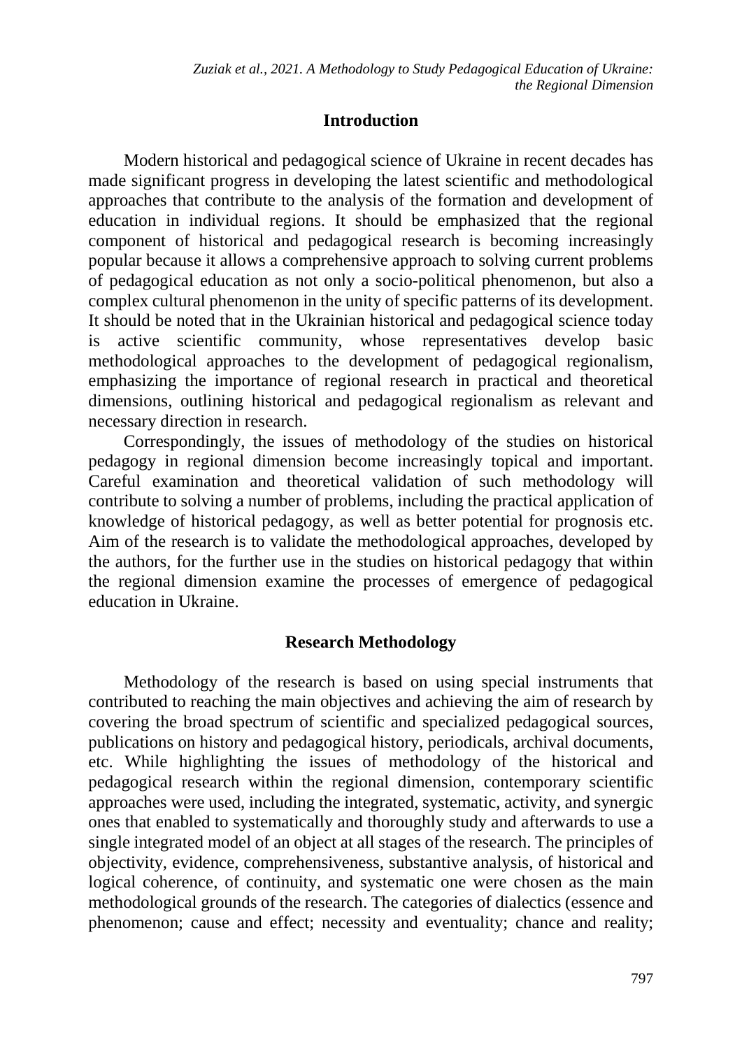## Introduction

Modern historical and pedagogical science of Ukraine in recent decades has made significant progress in developing the latest scientific and methodological approaches that contribute to the analysis of the formation and development of education in individual regions. It should be emphasized that the regional component of historical and pedagogical research is becoming increasingly popular because it allows a comprehensive approach to solving current problems of pedagogical education as not only a socio-political phenomenon, but also a complex cultural phenomenon in the unity of specific patterns of its development. It should be noted that in the Ukrainian historical and pedagogical science today is active scientific community, whose representatives develop basic methodological approaches to the development of pedagogical regionalism, emphasizing the importance of regional research in practical and theoretical dimensions, outlining historical and pedagogical regionalism as relevant and necessary direction in research.

Correspondingly, the issues of methodology of the studies on historical pedagogy in regional dimension become increasingly topical and important. Careful examination and theoretical validation of such methodology will contribute to solving a number of problems, including the practical application of knowledge of historical pedagogy, as well as better potential for prognosis etc. Aim of the research is to validate the methodological approaches, developed by the authors, for the further use in the studies on historical pedagogy that within the regional dimension examine the processes of emergence of pedagogical education in Ukraine.

## Research Methodology

Methodology of the research is based on using special instruments that contributed to reaching the main objectives and achieving the aim of research by covering the broad spectrum of scientific and specialized pedagogical sources, publications on history and pedagogical history, periodicals, archival documents, etc. While highlighting the issues of methodology of the historical and pedagogical research within the regional dimension, contemporary scientific approaches were used, including the integrated, systematic, activity, and synergic ones that enabled to systematically and thoroughly study and afterwards to use a single integrated model of an object at all stages of the research. The principles of objectivity, evidence, comprehensiveness, substantive analysis, of historical and logical coherence, of continuity, and systematic one were chosen as the main methodological grounds of the research. The categories of dialectics (essence and phenomenon; cause and effect; necessity and eventuality; chance and reality;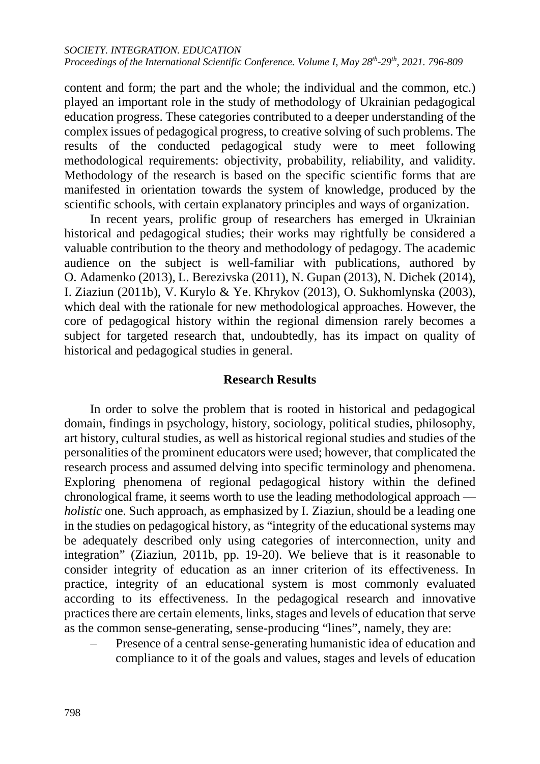content and form; the part and the whole; the individual and the common, etc.) played an important role in the study of methodology of Ukrainian pedagogical education progress. These categories contributed to a deeper understanding of the complex issues of pedagogical progress, to creative solving of such problems. The results of the conducted pedagogical study were to meet following methodological requirements: objectivity, probability, reliability, and validity. Methodology of the research is based on the specific scientific forms that are manifested in orientation towards the system of knowledge, produced by the scientific schools, with certain explanatory principles and ways of organization.

In recent years, prolific group of researchers has emerged in Ukrainian historical and pedagogical studies; their works may rightfully be considered a valuable contribution to the theory and methodology of pedagogy. The academic audience on the subject is well-familiar with publications, authored by O. Adamenko (2013), L. Berezivska (2011), N. Gupan (2013), N. Dichek (2014), I. Ziaziun (2011b), V. Kurylo & Ye. Khrykov (2013), O. Sukhomlynska (2003), which deal with the rationale for new methodological approaches. However, the core of pedagogical history within the regional dimension rarely becomes a subject for targeted research that, undoubtedly, has its impact on quality of historical and pedagogical studies in general.

## Research Results

In order to solve the problem that is rooted in historical and pedagogical domain, findings in psychology, history, sociology, political studies, philosophy, art history, cultural studies, as well as historical regional studies and studies of the personalities of the prominent educators were used; however, that complicated the research process and assumed delving into specific terminology and phenomena. Exploring phenomena of regional pedagogical history within the defined chronological frame, it seems worth to use the leading methodological approach — *holistic* one. Such approach, as emphasized by I. Ziaziun, should be a leading one in the studies on pedagogical history, as "integrity of the educational systems may be adequately described only using categories of interconnection, unity and integration" (Ziaziun, 2011b, pp. 19-20). We believe that is it reasonable to consider integrity of education as an inner criterion of its effectiveness. In practice, integrity of an educational system is most commonly evaluated according to its effectiveness. In the pedagogical research and innovative practices there are certain elements, links, stages and levels of education that serve as the common sense-generating, sense-producing "lines", namely, they are:

- Presence of a central sense-generating humanistic idea of education and compliance to it of the goals and values, stages and levels of education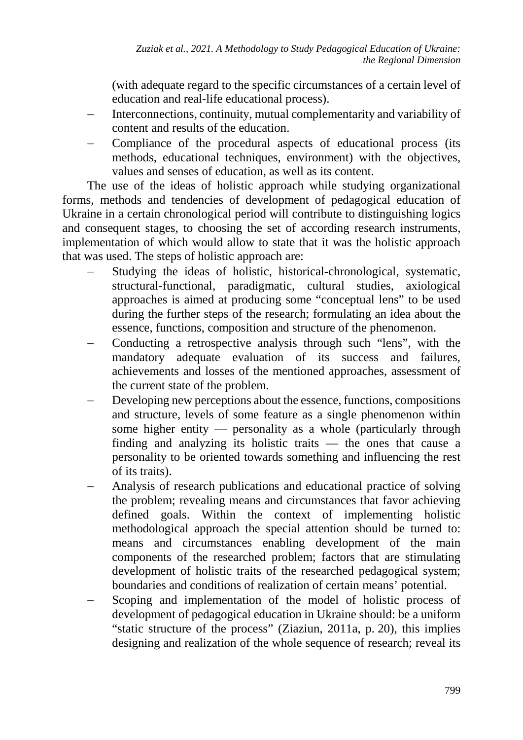(with adequate regard to the specific circumstances of a certain level of education and real-life educational process).

- Interconnections, continuity, mutual complementarity and variability of content and results of the education.
- Compliance of the procedural aspects of educational process (its methods, educational techniques, environment) with the objectives, values and senses of education, as well as its content.

The use of the ideas of holistic approach while studying organizational forms, methods and tendencies of development of pedagogical education of Ukraine in a certain chronological period will contribute to distinguishing logics and consequent stages, to choosing the set of according research instruments, implementation of which would allow to state that it was the holistic approach that was used. The steps of holistic approach are:

- Studying the ideas of holistic, historical-chronological, systematic, structural-functional, paradigmatic, cultural studies, axiological approaches is aimed at producing some "conceptual lens" to be used during the further steps of the research; formulating an idea about the essence, functions, composition and structure of the phenomenon.
- Conducting a retrospective analysis through such "lens", with the mandatory adequate evaluation of its success and failures, achievements and losses of the mentioned approaches, assessment of the current state of the problem.
- Developing new perceptions about the essence, functions, compositions and structure, levels of some feature as a single phenomenon within some higher entity — personality as a whole (particularly through finding and analyzing its holistic traits — the ones that cause a personality to be oriented towards something and influencing the rest of its traits).
- Analysis of research publications and educational practice of solving the problem; revealing means and circumstances that favor achieving defined goals. Within the context of implementing holistic methodological approach the special attention should be turned to: means and circumstances enabling development of the main components of the researched problem; factors that are stimulating development of holistic traits of the researched pedagogical system; boundaries and conditions of realization of certain means' potential.
- Scoping and implementation of the model of holistic process of development of pedagogical education in Ukraine should: be a uniform "static structure of the process" (Ziaziun, 2011a, p. 20), this implies designing and realization of the whole sequence of research; reveal its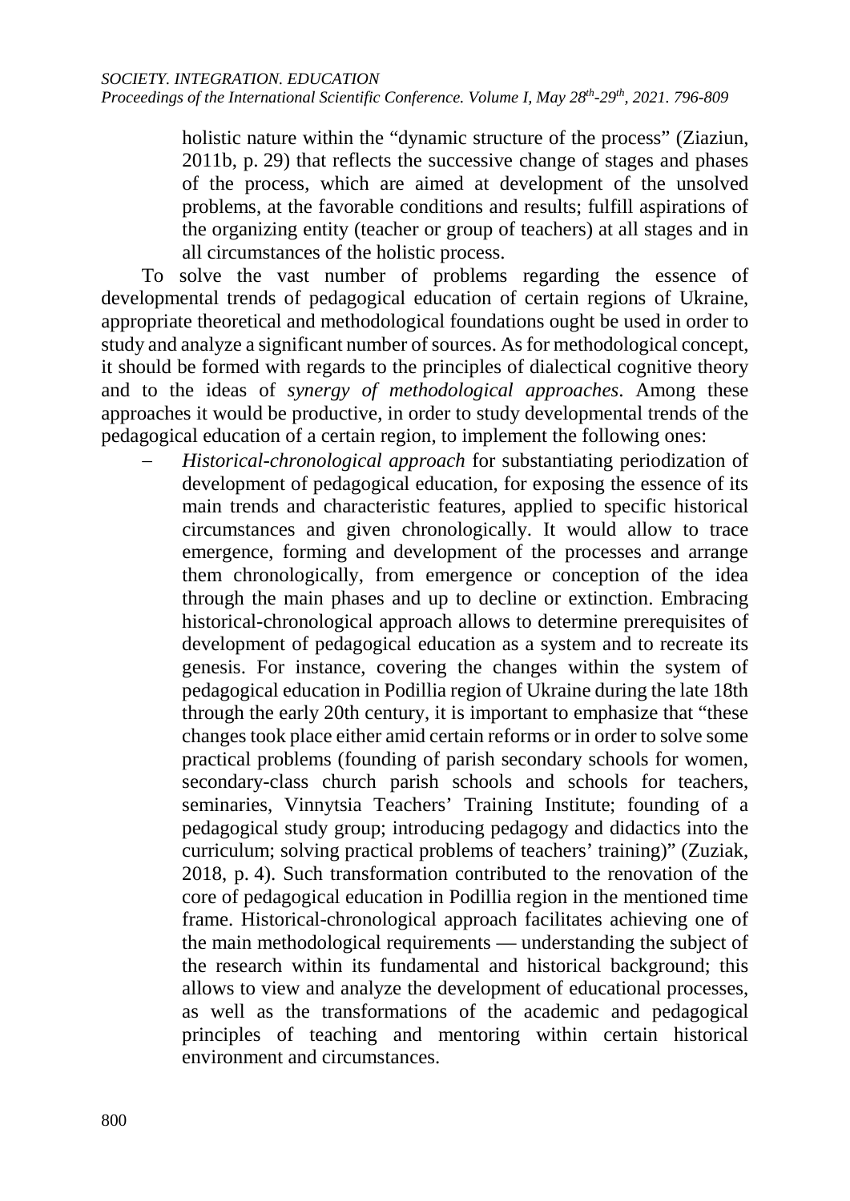holistic nature within the "dynamic structure of the process" (Ziaziun, 2011b, p. 29) that reflects the successive change of stages and phases of the process, which are aimed at development of the unsolved problems, at the favorable conditions and results; fulfill aspirations of the organizing entity (teacher or group of teachers) at all stages and in all circumstances of the holistic process.

To solve the vast number of problems regarding the essence of developmental trends of pedagogical education of certain regions of Ukraine, appropriate theoretical and methodological foundations ought be used in order to study and analyze a significant number of sources. As for methodological concept, it should be formed with regards to the principles of dialectical cognitive theory and to the ideas of *synergy of methodological approaches*. Among these approaches it would be productive, in order to study developmental trends of the pedagogical education of a certain region, to implement the following ones:

- *Historical-chronological approach* for substantiating periodization of development of pedagogical education, for exposing the essence of its main trends and characteristic features, applied to specific historical circumstances and given chronologically. It would allow to trace emergence, forming and development of the processes and arrange them chronologically, from emergence or conception of the idea through the main phases and up to decline or extinction. Embracing historical-chronological approach allows to determine prerequisites of development of pedagogical education as a system and to recreate its genesis. For instance, covering the changes within the system of pedagogical education in Podillia region of Ukraine during the late 18th through the early 20th century, it is important to emphasize that "these changes took place either amid certain reforms or in order to solve some practical problems (founding of parish secondary schools for women, secondary-class church parish schools and schools for teachers, seminaries, Vinnytsia Teachers' Training Institute; founding of a pedagogical study group; introducing pedagogy and didactics into the curriculum; solving practical problems of teachers' training)" (Zuziak, 2018, p. 4). Such transformation contributed to the renovation of the core of pedagogical education in Podillia region in the mentioned time frame. Historical-chronological approach facilitates achieving one of the main methodological requirements — understanding the subject of the research within its fundamental and historical background; this allows to view and analyze the development of educational processes, as well as the transformations of the academic and pedagogical principles of teaching and mentoring within certain historical environment and circumstances.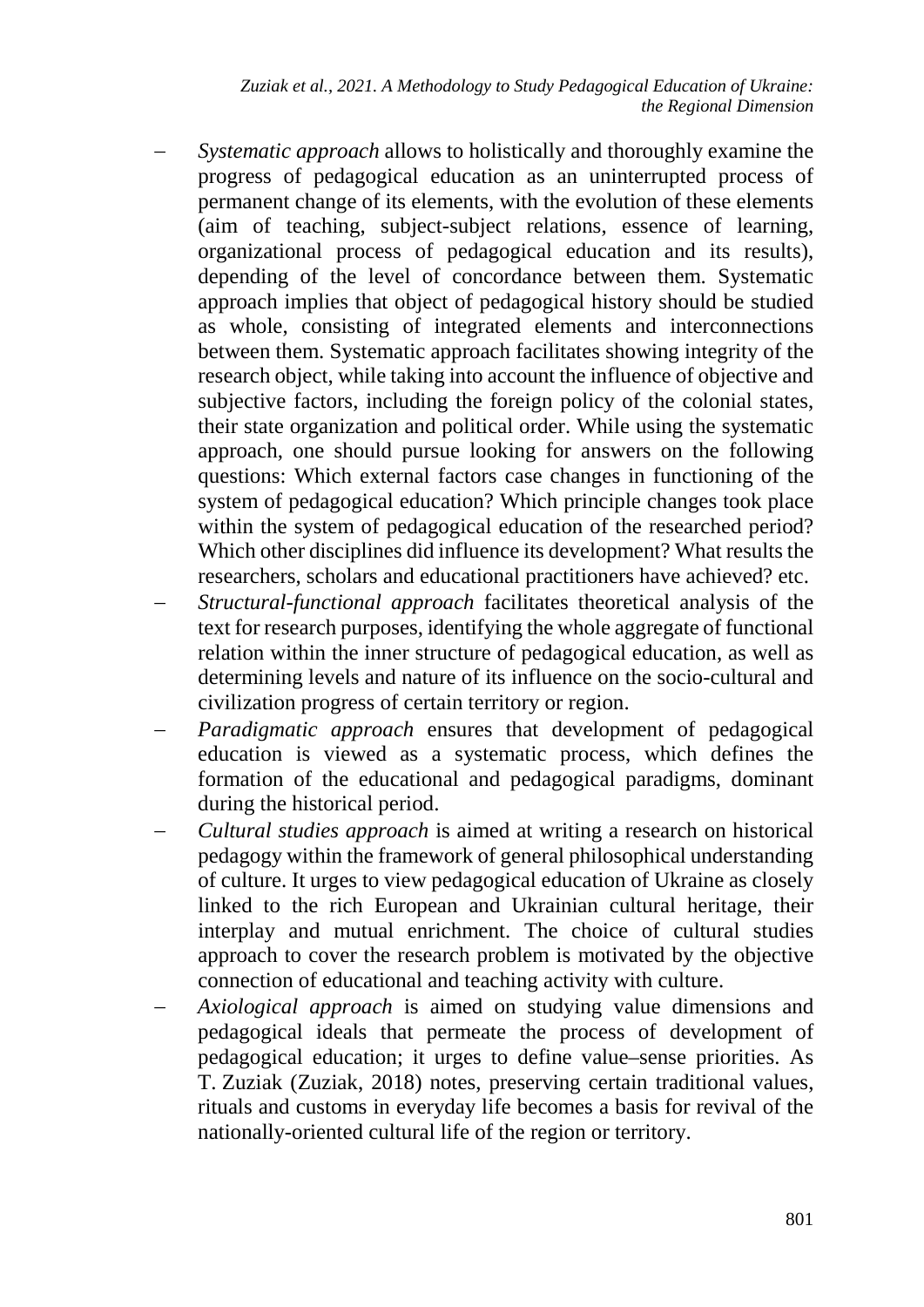- *Systematic approach* allows to holistically and thoroughly examine the progress of pedagogical education as an uninterrupted process of permanent change of its elements, with the evolution of these elements (aim of teaching, subject-subject relations, essence of learning, organizational process of pedagogical education and its results), depending of the level of concordance between them. Systematic approach implies that object of pedagogical history should be studied as whole, consisting of integrated elements and interconnections between them. Systematic approach facilitates showing integrity of the research object, while taking into account the influence of objective and subjective factors, including the foreign policy of the colonial states, their state organization and political order. While using the systematic approach, one should pursue looking for answers on the following questions: Which external factors case changes in functioning of the system of pedagogical education? Which principle changes took place within the system of pedagogical education of the researched period? Which other disciplines did influence its development? What results the researchers, scholars and educational practitioners have achieved? etc.
- *Structural-functional approach* facilitates theoretical analysis of the text for research purposes, identifying the whole aggregate of functional relation within the inner structure of pedagogical education, as well as determining levels and nature of its influence on the socio-cultural and civilization progress of certain territory or region.
- *Paradigmatic approach* ensures that development of pedagogical education is viewed as a systematic process, which defines the formation of the educational and pedagogical paradigms, dominant during the historical period.
- *Cultural studies approach* is aimed at writing a research on historical pedagogy within the framework of general philosophical understanding of culture. It urges to view pedagogical education of Ukraine as closely linked to the rich European and Ukrainian cultural heritage, their interplay and mutual enrichment. The choice of cultural studies approach to cover the research problem is motivated by the objective connection of educational and teaching activity with culture.
- *Axiological approach* is aimed on studying value dimensions and pedagogical ideals that permeate the process of development of pedagogical education; it urges to define value–sense priorities. As T. Zuziak (Zuziak, 2018) notes, preserving certain traditional values, rituals and customs in everyday life becomes a basis for revival of the nationally-oriented cultural life of the region or territory.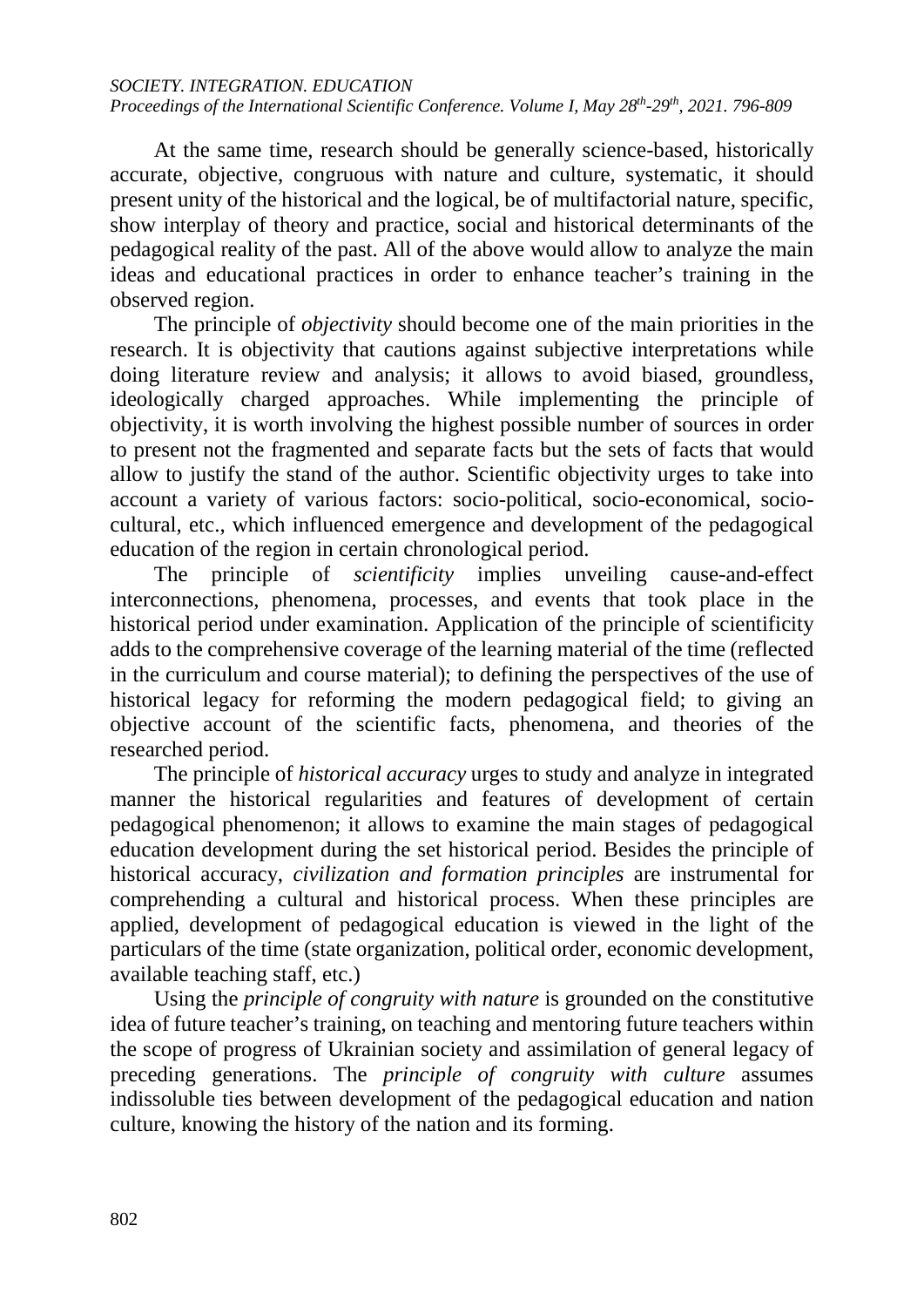At the same time, research should be generally science-based, historically accurate, objective, congruous with nature and culture, systematic, it should present unity of the historical and the logical, be of multifactorial nature, specific, show interplay of theory and practice, social and historical determinants of the pedagogical reality of the past. All of the above would allow to analyze the main ideas and educational practices in order to enhance teacher's training in the observed region.

The principle of *objectivity* should become one of the main priorities in the research. It is objectivity that cautions against subjective interpretations while doing literature review and analysis; it allows to avoid biased, groundless, ideologically charged approaches. While implementing the principle of objectivity, it is worth involving the highest possible number of sources in order to present not the fragmented and separate facts but the sets of facts that would allow to justify the stand of the author. Scientific objectivity urges to take into account a variety of various factors: socio-political, socio-economical, socio-cultural, etc., which influenced emergence and development of the pedagogical education of the region in certain chronological period.

The principle of *scientificity* implies unveiling cause-and-effect interconnections, phenomena, processes, and events that took place in the historical period under examination. Application of the principle of scientificity adds to the comprehensive coverage of the learning material of the time (reflected in the curriculum and course material); to defining the perspectives of the use of historical legacy for reforming the modern pedagogical field; to giving an objective account of the scientific facts, phenomena, and theories of the researched period.

The principle of *historical accuracy* urges to study and analyze in integrated manner the historical regularities and features of development of certain pedagogical phenomenon; it allows to examine the main stages of pedagogical education development during the set historical period. Besides the principle of historical accuracy, *civilization and formation principles* are instrumental for comprehending a cultural and historical process. When these principles are applied, development of pedagogical education is viewed in the light of the particulars of the time (state organization, political order, economic development, available teaching staff, etc.)

Using the *principle of congruity with nature* is grounded on the constitutive idea of future teacher's training, on teaching and mentoring future teachers within the scope of progress of Ukrainian society and assimilation of general legacy of preceding generations. The *principle of congruity with culture* assumes indissoluble ties between development of the pedagogical education and nation culture, knowing the history of the nation and its forming.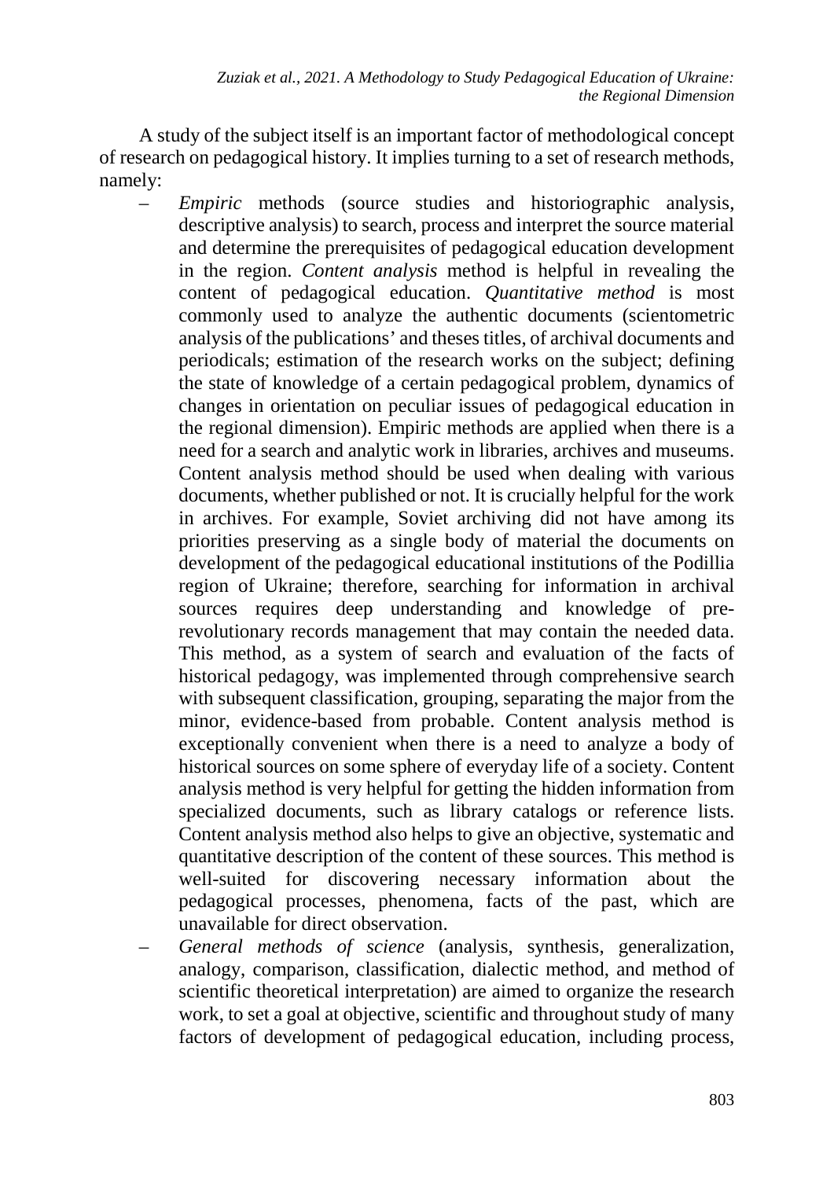A study of the subject itself is an important factor of methodological concept of research on pedagogical history. It implies turning to a set of research methods, namely:

- *Empiric* methods (source studies and historiographic analysis, descriptive analysis) to search, process and interpret the source material and determine the prerequisites of pedagogical education development in the region. *Content analysis* method is helpful in revealing the content of pedagogical education. *Quantitative method* is most commonly used to analyze the authentic documents (scientometric analysis of the publications' and theses titles, of archival documents and periodicals; estimation of the research works on the subject; defining the state of knowledge of a certain pedagogical problem, dynamics of changes in orientation on peculiar issues of pedagogical education in the regional dimension). Empiric methods are applied when there is a need for a search and analytic work in libraries, archives and museums. Content analysis method should be used when dealing with various documents, whether published or not. It is crucially helpful for the work in archives. For example, Soviet archiving did not have among its priorities preserving as a single body of material the documents on development of the pedagogical educational institutions of the Podillia region of Ukraine; therefore, searching for information in archival sources requires deep understanding and knowledge of pre-revolutionary records management that may contain the needed data. This method, as a system of search and evaluation of the facts of historical pedagogy, was implemented through comprehensive search with subsequent classification, grouping, separating the major from the minor, evidence-based from probable. Content analysis method is exceptionally convenient when there is a need to analyze a body of historical sources on some sphere of everyday life of a society. Content analysis method is very helpful for getting the hidden information from specialized documents, such as library catalogs or reference lists. Content analysis method also helps to give an objective, systematic and quantitative description of the content of these sources. This method is well-suited for discovering necessary information about the pedagogical processes, phenomena, facts of the past, which are unavailable for direct observation.
- *General methods of science* (analysis, synthesis, generalization, analogy, comparison, classification, dialectic method, and method of scientific theoretical interpretation) are aimed to organize the research work, to set a goal at objective, scientific and throughout study of many factors of development of pedagogical education, including process,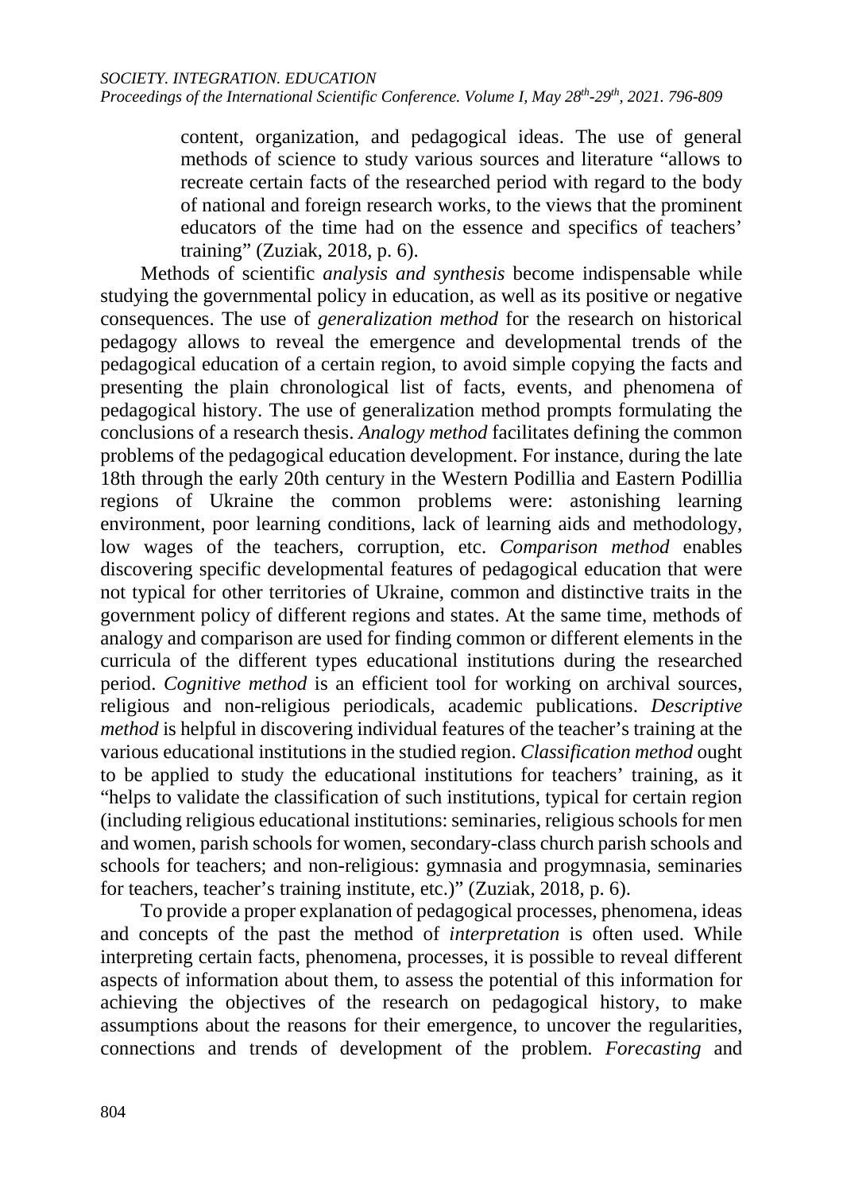content, organization, and pedagogical ideas. The use of general methods of science to study various sources and literature "allows to recreate certain facts of the researched period with regard to the body of national and foreign research works, to the views that the prominent educators of the time had on the essence and specifics of teachers' training" (Zuziak, 2018, p. 6).

Methods of scientific *analysis and synthesis* become indispensable while studying the governmental policy in education, as well as its positive or negative consequences. The use of *generalization method* for the research on historical pedagogy allows to reveal the emergence and developmental trends of the pedagogical education of a certain region, to avoid simple copying the facts and presenting the plain chronological list of facts, events, and phenomena of pedagogical history. The use of generalization method prompts formulating the conclusions of a research thesis. *Analogy method* facilitates defining the common problems of the pedagogical education development. For instance, during the late 18th through the early 20th century in the Western Podillia and Eastern Podillia regions of Ukraine the common problems were: astonishing learning environment, poor learning conditions, lack of learning aids and methodology, low wages of the teachers, corruption, etc. *Comparison method* enables discovering specific developmental features of pedagogical education that were not typical for other territories of Ukraine, common and distinctive traits in the government policy of different regions and states. At the same time, methods of analogy and comparison are used for finding common or different elements in the curricula of the different types educational institutions during the researched period. *Cognitive method* is an efficient tool for working on archival sources, religious and non-religious periodicals, academic publications. *Descriptive method* is helpful in discovering individual features of the teacher's training at the various educational institutions in the studied region. *Classification method* ought to be applied to study the educational institutions for teachers' training, as it "helps to validate the classification of such institutions, typical for certain region (including religious educational institutions: seminaries, religious schools for men and women, parish schools for women, secondary-class church parish schools and schools for teachers; and non-religious: gymnasia and progymnasia, seminaries for teachers, teacher's training institute, etc.)" (Zuziak, 2018, p. 6).

To provide a proper explanation of pedagogical processes, phenomena, ideas and concepts of the past the method of *interpretation* is often used. While interpreting certain facts, phenomena, processes, it is possible to reveal different aspects of information about them, to assess the potential of this information for achieving the objectives of the research on pedagogical history, to make assumptions about the reasons for their emergence, to uncover the regularities, connections and trends of development of the problem. *Forecasting* and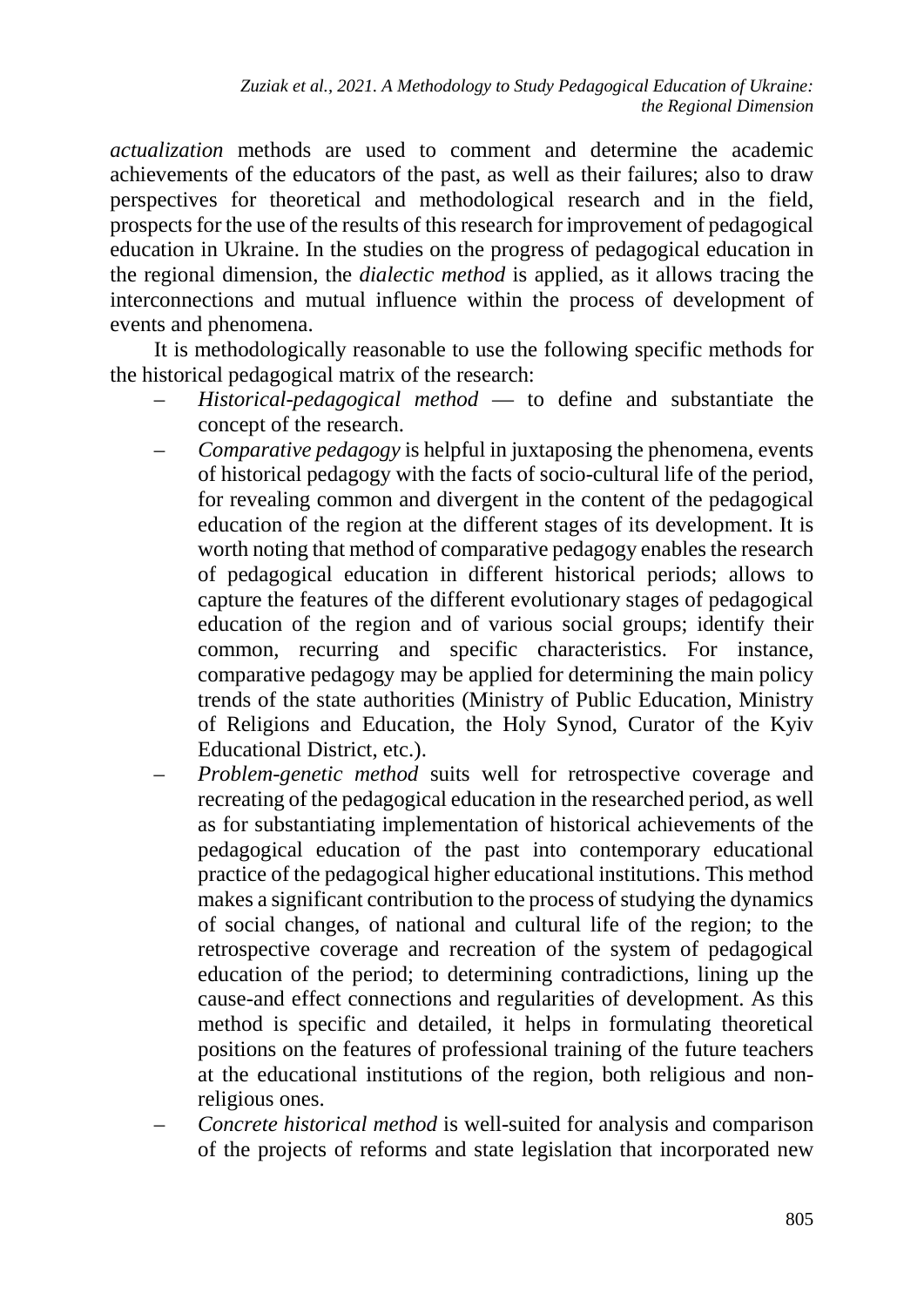*actualization* methods are used to comment and determine the academic achievements of the educators of the past, as well as their failures; also to draw perspectives for theoretical and methodological research and in the field, prospects for the use of the results of this research for improvement of pedagogical education in Ukraine. In the studies on the progress of pedagogical education in the regional dimension, the *dialectic method* is applied, as it allows tracing the interconnections and mutual influence within the process of development of events and phenomena.

It is methodologically reasonable to use the following specific methods for the historical pedagogical matrix of the research:

– *Historical-pedagogical method* — to define and substantiate the concept of the research.

– *Comparative pedagogy* is helpful in juxtaposing the phenomena, events of historical pedagogy with the facts of socio-cultural life of the period, for revealing common and divergent in the content of the pedagogical education of the region at the different stages of its development. It is worth noting that method of comparative pedagogy enables the research of pedagogical education in different historical periods; allows to capture the features of the different evolutionary stages of pedagogical education of the region and of various social groups; identify their common, recurring and specific characteristics. For instance, comparative pedagogy may be applied for determining the main policy trends of the state authorities (Ministry of Public Education, Ministry of Religions and Education, the Holy Synod, Curator of the Kyiv Educational District, etc.).

– *Problem-genetic method* suits well for retrospective coverage and recreating of the pedagogical education in the researched period, as well as for substantiating implementation of historical achievements of the pedagogical education of the past into contemporary educational practice of the pedagogical higher educational institutions. This method makes a significant contribution to the process of studying the dynamics of social changes, of national and cultural life of the region; to the retrospective coverage and recreation of the system of pedagogical education of the period; to determining contradictions, lining up the cause-and effect connections and regularities of development. As this method is specific and detailed, it helps in formulating theoretical positions on the features of professional training of the future teachers at the educational institutions of the region, both religious and non-religious ones.

– *Concrete historical method* is well-suited for analysis and comparison of the projects of reforms and state legislation that incorporated new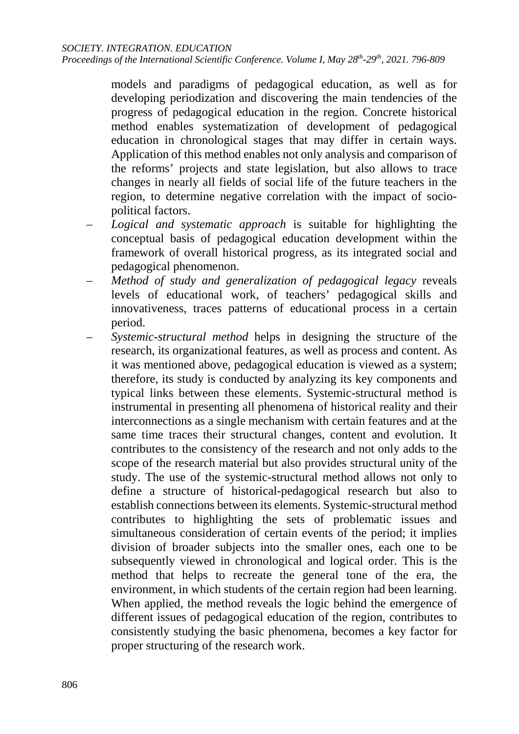models and paradigms of pedagogical education, as well as for developing periodization and discovering the main tendencies of the progress of pedagogical education in the region. Concrete historical method enables systematization of development of pedagogical education in chronological stages that may differ in certain ways. Application of this method enables not only analysis and comparison of the reforms' projects and state legislation, but also allows to trace changes in nearly all fields of social life of the future teachers in the region, to determine negative correlation with the impact of socio-political factors.

- *Logical and systematic approach* is suitable for highlighting the conceptual basis of pedagogical education development within the framework of overall historical progress, as its integrated social and pedagogical phenomenon.
- *Method of study and generalization of pedagogical legacy* reveals levels of educational work, of teachers' pedagogical skills and innovativeness, traces patterns of educational process in a certain period.
- *Systemic-structural method* helps in designing the structure of the research, its organizational features, as well as process and content. As it was mentioned above, pedagogical education is viewed as a system; therefore, its study is conducted by analyzing its key components and typical links between these elements. Systemic-structural method is instrumental in presenting all phenomena of historical reality and their interconnections as a single mechanism with certain features and at the same time traces their structural changes, content and evolution. It contributes to the consistency of the research and not only adds to the scope of the research material but also provides structural unity of the study. The use of the systemic-structural method allows not only to define a structure of historical-pedagogical research but also to establish connections between its elements. Systemic-structural method contributes to highlighting the sets of problematic issues and simultaneous consideration of certain events of the period; it implies division of broader subjects into the smaller ones, each one to be subsequently viewed in chronological and logical order. This is the method that helps to recreate the general tone of the era, the environment, in which students of the certain region had been learning. When applied, the method reveals the logic behind the emergence of different issues of pedagogical education of the region, contributes to consistently studying the basic phenomena, becomes a key factor for proper structuring of the research work.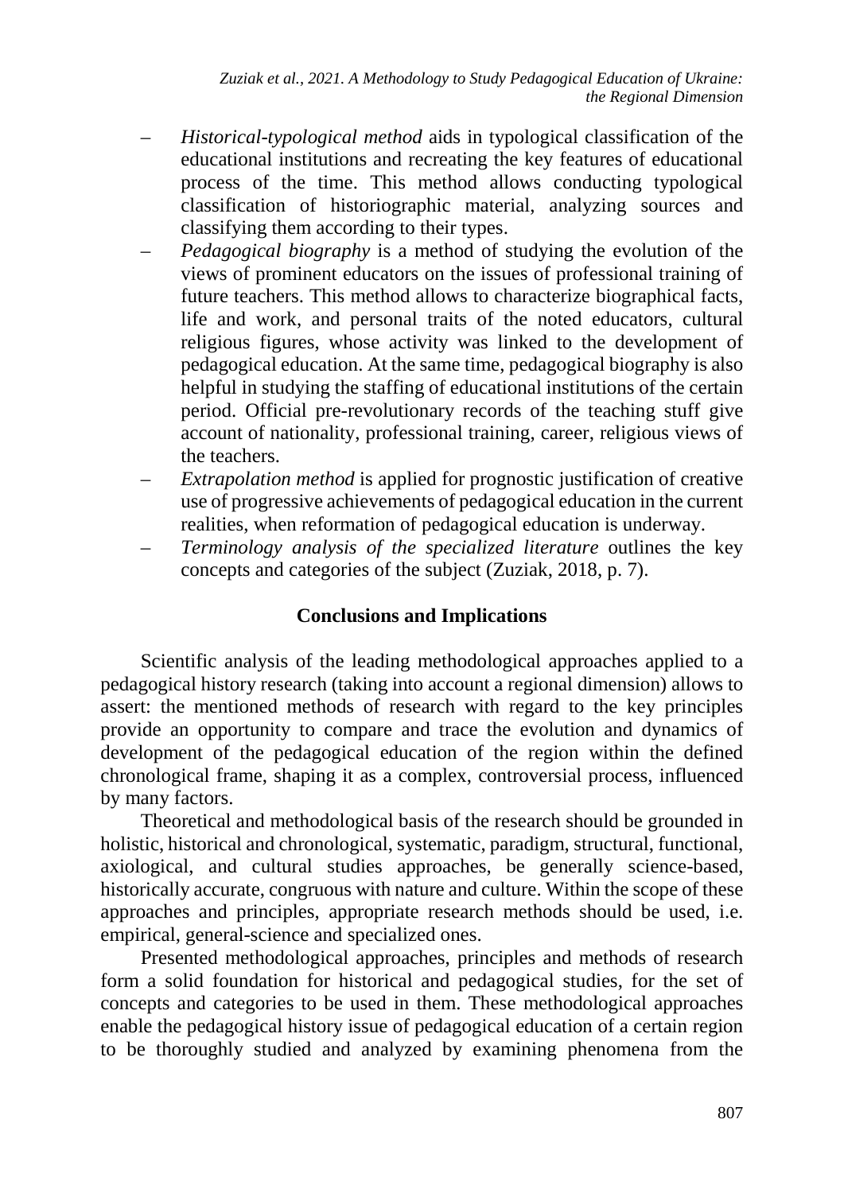- *Historical-typological method* aids in typological classification of the educational institutions and recreating the key features of educational process of the time. This method allows conducting typological classification of historiographic material, analyzing sources and classifying them according to their types.
- *Pedagogical biography* is a method of studying the evolution of the views of prominent educators on the issues of professional training of future teachers. This method allows to characterize biographical facts, life and work, and personal traits of the noted educators, cultural religious figures, whose activity was linked to the development of pedagogical education. At the same time, pedagogical biography is also helpful in studying the staffing of educational institutions of the certain period. Official pre-revolutionary records of the teaching stuff give account of nationality, professional training, career, religious views of the teachers.
- *Extrapolation method* is applied for prognostic justification of creative use of progressive achievements of pedagogical education in the current realities, when reformation of pedagogical education is underway.
- *Terminology analysis of the specialized literature* outlines the key concepts and categories of the subject (Zuziak, 2018, p. 7).

## Conclusions and Implications

Scientific analysis of the leading methodological approaches applied to a pedagogical history research (taking into account a regional dimension) allows to assert: the mentioned methods of research with regard to the key principles provide an opportunity to compare and trace the evolution and dynamics of development of the pedagogical education of the region within the defined chronological frame, shaping it as a complex, controversial process, influenced by many factors.

Theoretical and methodological basis of the research should be grounded in holistic, historical and chronological, systematic, paradigm, structural, functional, axiological, and cultural studies approaches, be generally science-based, historically accurate, congruous with nature and culture. Within the scope of these approaches and principles, appropriate research methods should be used, i.e. empirical, general-science and specialized ones.

Presented methodological approaches, principles and methods of research form a solid foundation for historical and pedagogical studies, for the set of concepts and categories to be used in them. These methodological approaches enable the pedagogical history issue of pedagogical education of a certain region to be thoroughly studied and analyzed by examining phenomena from the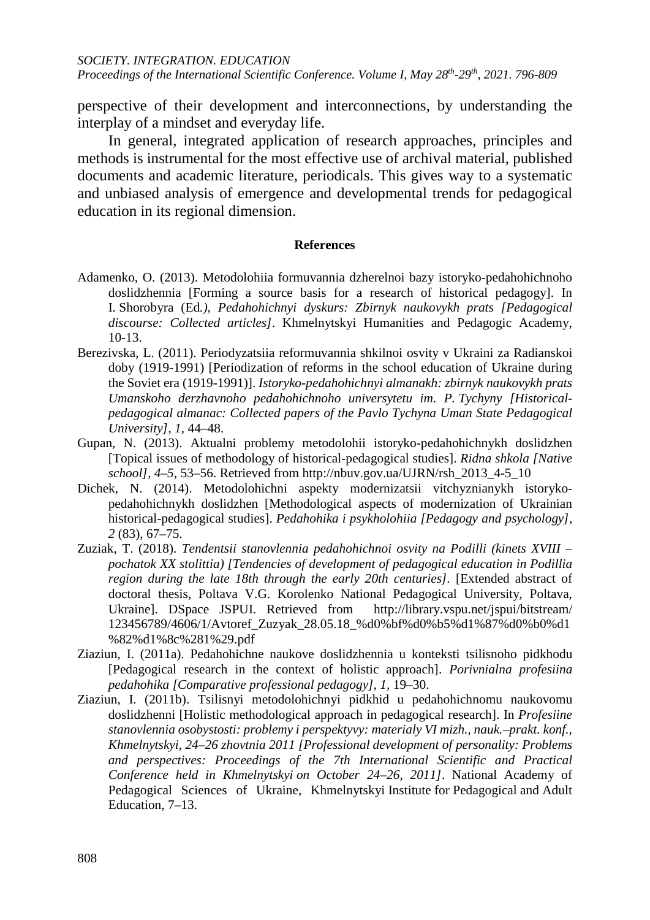perspective of their development and interconnections, by understanding the interplay of a mindset and everyday life.

In general, integrated application of research approaches, principles and methods is instrumental for the most effective use of archival material, published documents and academic literature, periodicals. This gives way to a systematic and unbiased analysis of emergence and developmental trends for pedagogical education in its regional dimension.

**References**

Adamenko, O. (2013). Metodolohiia formuvannia dzherelnoi bazy istoryko-pedahohichnoho doslidzhennia [Forming a source basis for a research of historical pedagogy]. In I. Shorobyra (Ed*.)*, *Pedahohichnyi dyskurs: Zbirnyk naukovykh prats [Pedagogical discourse: Collected articles]*. Khmelnytskyi Humanities and Pedagogic Academy, 10-13.

Berezivska, L. (2011). Periodyzatsiia reformuvannia shkilnoi osvity v Ukraini za Radianskoi doby (1919-1991) [Periodization of reforms in the school education of Ukraine during the Soviet era (1919-1991)]. *Istoryko-pedahohichnyi almanakh: zbirnyk naukovykh prats Umanskoho derzhavnoho pedahohichnoho universytetu im. P. Tychyny [Historical-pedagogical almanac: Collected papers of the Pavlo Tychyna Uman State Pedagogical University], 1,* 44–48.

Gupan, N. (2013). Aktualni problemy metodolohii istoryko-pedahohichnykh doslidzhen [Topical issues of methodology of historical-pedagogical studies]. *Ridna shkola [Native school], 4–5,* 53–56. Retrieved from http://nbuv.gov.ua/UJRN/rsh_2013_4-5_10

Dichek, N. (2014). Metodolohichni aspekty modernizatsii vitchyznianykh istoryko-pedahohichnykh doslidzhen [Methodological aspects of modernization of Ukrainian historical-pedagogical studies]. *Pedahohika i psykholohiia [Pedagogy and psychology], 2* (83), 67–75.

Zuziak, T. (2018). *Tendentsii stanovlennia pedahohichnoi osvity na Podilli (kinets XVIII – pochatok XX stolittia) [Tendencies of development of pedagogical education in Podillia region during the late 18th through the early 20th centuries]*. [Extended abstract of doctoral thesis, Poltava V.G. Korolenko National Pedagogical University, Poltava, Ukraine]. DSpace JSPUI. Retrieved from http://library.vspu.net/jspui/bitstream/123456789/4606/1/Avtoref_Zuzyak_28.05.18_%d0%bf%d0%b5%d1%87%d0%b0%d1%82%d1%8c%281%29.pdf

Ziaziun, I. (2011a). Pedahohichne naukove doslidzhennia u konteksti tsilisnoho pidkhodu [Pedagogical research in the context of holistic approach]. *Porivnialna profesiina pedahohika [Comparative professional pedagogy], 1,* 19–30.

Ziaziun, I. (2011b). Tsilisnyi metodolohichnyi pidkhid u pedahohichnomu naukovomu doslidzhenni [Holistic methodological approach in pedagogical research]. In *Profesiine stanovlennia osobystosti: problemy i perspektyvy: materialy VI mizh., nauk.–prakt. konf., Khmelnytskyi, 24–26 zhovtnia 2011 [Professional development of personality: Problems and perspectives: Proceedings of the 7th International Scientific and Practical Conference held in Khmelnytskyi on October 24–26, 2011]*. National Academy of Pedagogical Sciences of Ukraine, Khmelnytskyi Institute for Pedagogical and Adult Education, 7–13.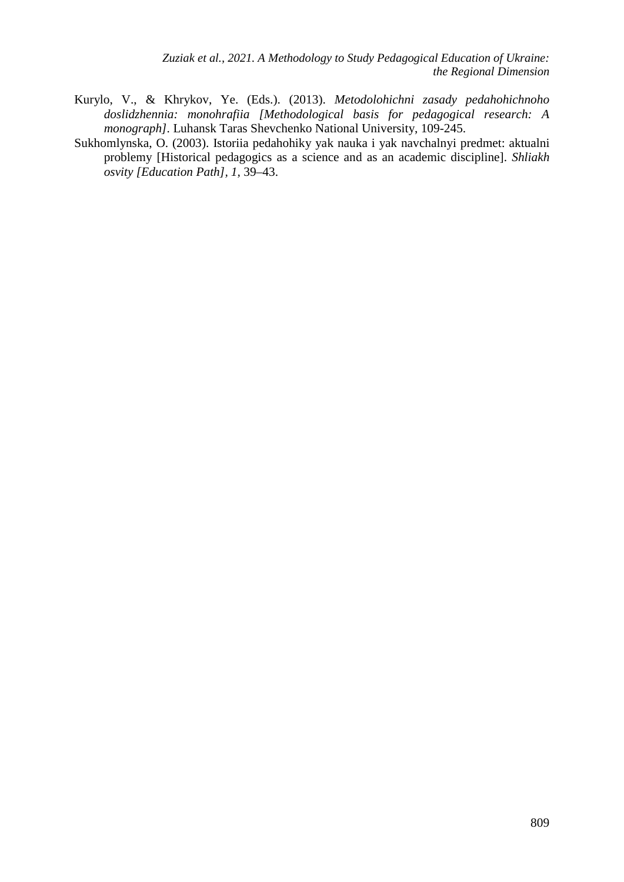Kurylo, V., & Khrykov, Ye. (Eds.). (2013). *Metodolohichni zasady pedahohichnoho doslidzhennia: monohrafiia [Methodological basis for pedagogical research: A monograph]*. Luhansk Taras Shevchenko National University, 109-245.

Sukhomlynska, O. (2003). Istoriia pedahohiky yak nauka i yak navchalnyi predmet: aktualni problemy [Historical pedagogics as a science and as an academic discipline]. *Shliakh osvity [Education Path], 1,* 39–43.